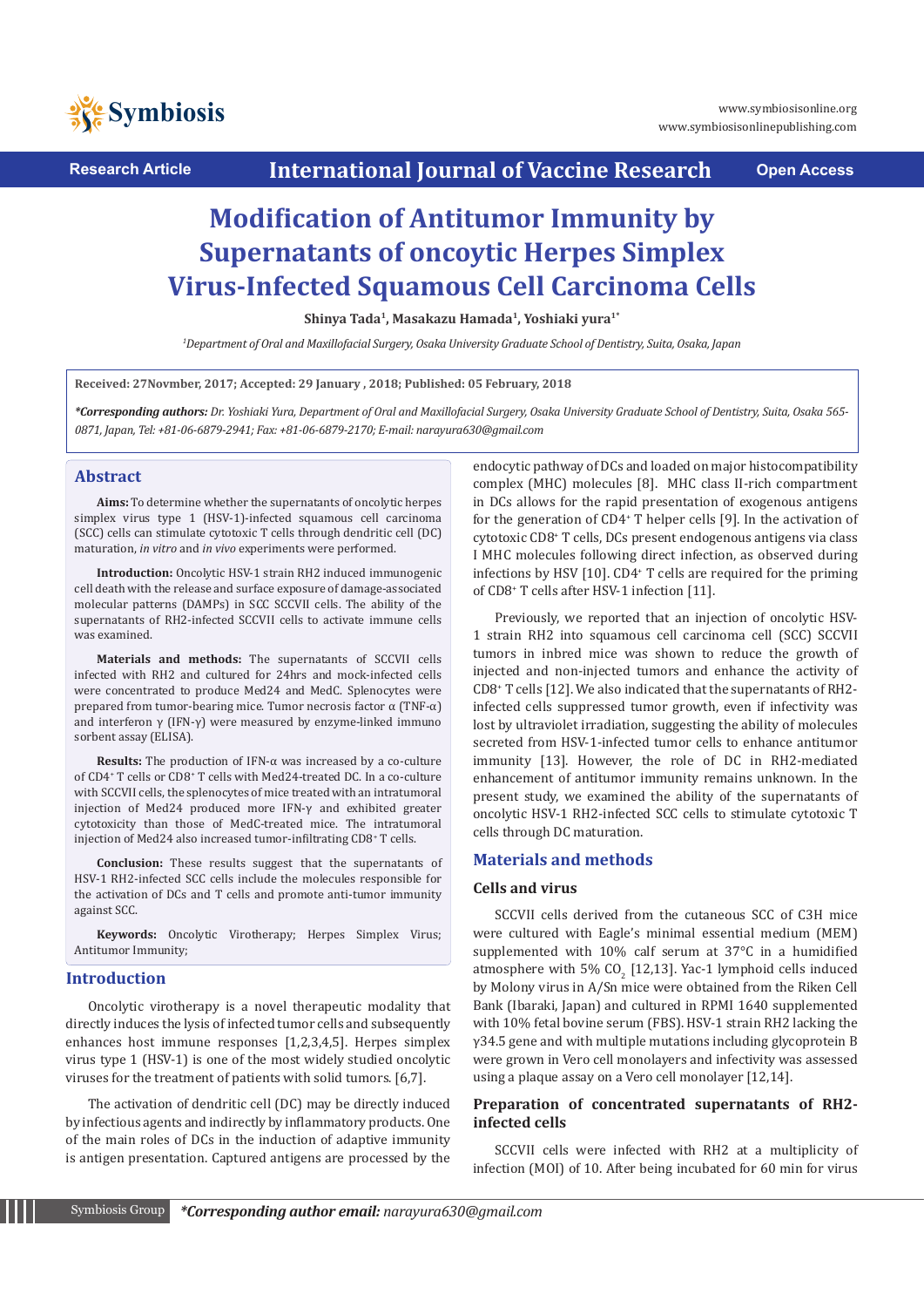Research Article | International Journal of Vaccine Research | Open Access

# Modification of Antitumor Immunity by Supernatants of oncoytic Herpes Simplex Virus-Infected Squamous Cell Carcinoma Cells

**Shinya Tada[1], Masakazu Hamada[1], Yoshiaki yura[1*]**

[1]*Department of Oral and Maxillofacial Surgery, Osaka University Graduate School of Dentistry, Suita, Osaka, Japan*

**Received: 27Novmber, 2017; Accepted: 29 January , 2018; Published: 05 February, 2018**

***\*Corresponding authors:*** *Dr. Yoshiaki Yura, Department of Oral and Maxillofacial Surgery, Osaka University Graduate School of Dentistry, Suita, Osaka 565-0871, Japan, Tel: +81-06-6879-2941; Fax: +81-06-6879-2170; E-mail: narayura630@gmail.com*

## Abstract

**Aims:** To determine whether the supernatants of oncolytic herpes simplex virus type 1 (HSV-1)-infected squamous cell carcinoma (SCC) cells can stimulate cytotoxic T cells through dendritic cell (DC) maturation, *in vitro* and *in vivo* experiments were performed.

**Introduction:** Oncolytic HSV-1 strain RH2 induced immunogenic cell death with the release and surface exposure of damage-associated molecular patterns (DAMPs) in SCC SCCVII cells. The ability of the supernatants of RH2-infected SCCVII cells to activate immune cells was examined.

**Materials and methods:** The supernatants of SCCVII cells infected with RH2 and cultured for 24hrs and mock-infected cells were concentrated to produce Med24 and MedC. Splenocytes were prepared from tumor-bearing mice. Tumor necrosis factor α (TNF-α) and interferon γ (IFN-γ) were measured by enzyme-linked immuno sorbent assay (ELISA).

**Results:** The production of IFN-α was increased by a co-culture of CD4+ T cells or CD8+ T cells with Med24-treated DC. In a co-culture with SCCVII cells, the splenocytes of mice treated with an intratumoral injection of Med24 produced more IFN-γ and exhibited greater cytotoxicity than those of MedC-treated mice. The intratumoral injection of Med24 also increased tumor-infiltrating CD8+ T cells.

**Conclusion:** These results suggest that the supernatants of HSV-1 RH2-infected SCC cells include the molecules responsible for the activation of DCs and T cells and promote anti-tumor immunity against SCC.

**Keywords:** Oncolytic Virotherapy; Herpes Simplex Virus; Antitumor Immunity;

## Introduction

Oncolytic virotherapy is a novel therapeutic modality that directly induces the lysis of infected tumor cells and subsequently enhances host immune responses [1,2,3,4,5]. Herpes simplex virus type 1 (HSV-1) is one of the most widely studied oncolytic viruses for the treatment of patients with solid tumors. [6,7].

The activation of dendritic cell (DC) may be directly induced by infectious agents and indirectly by inflammatory products. One of the main roles of DCs in the induction of adaptive immunity is antigen presentation. Captured antigens are processed by the endocytic pathway of DCs and loaded on major histocompatibility complex (MHC) molecules [8]. MHC class II-rich compartment in DCs allows for the rapid presentation of exogenous antigens for the generation of CD4+ T helper cells [9]. In the activation of cytotoxic CD8+ T cells, DCs present endogenous antigens via class I MHC molecules following direct infection, as observed during infections by HSV [10]. CD4+ T cells are required for the priming of CD8+ T cells after HSV-1 infection [11].

Previously, we reported that an injection of oncolytic HSV-1 strain RH2 into squamous cell carcinoma cell (SCC) SCCVII tumors in inbred mice was shown to reduce the growth of injected and non-injected tumors and enhance the activity of CD8+ T cells [12]. We also indicated that the supernatants of RH2-infected cells suppressed tumor growth, even if infectivity was lost by ultraviolet irradiation, suggesting the ability of molecules secreted from HSV-1-infected tumor cells to enhance antitumor immunity [13]. However, the role of DC in RH2-mediated enhancement of antitumor immunity remains unknown. In the present study, we examined the ability of the supernatants of oncolytic HSV-1 RH2-infected SCC cells to stimulate cytotoxic T cells through DC maturation.

## Materials and methods

### Cells and virus

SCCVII cells derived from the cutaneous SCC of C3H mice were cultured with Eagle's minimal essential medium (MEM) supplemented with 10% calf serum at 37°C in a humidified atmosphere with 5% $CO_2$ [12,13]. Yac-1 lymphoid cells induced by Molony virus in A/Sn mice were obtained from the Riken Cell Bank (Ibaraki, Japan) and cultured in RPMI 1640 supplemented with 10% fetal bovine serum (FBS). HSV-1 strain RH2 lacking the γ34.5 gene and with multiple mutations including glycoprotein B were grown in Vero cell monolayers and infectivity was assessed using a plaque assay on a Vero cell monolayer [12,14].

### Preparation of concentrated supernatants of RH2-infected cells

SCCVII cells were infected with RH2 at a multiplicity of infection (MOI) of 10. After being incubated for 60 min for virus

*\*Corresponding author email: narayura630@gmail.com*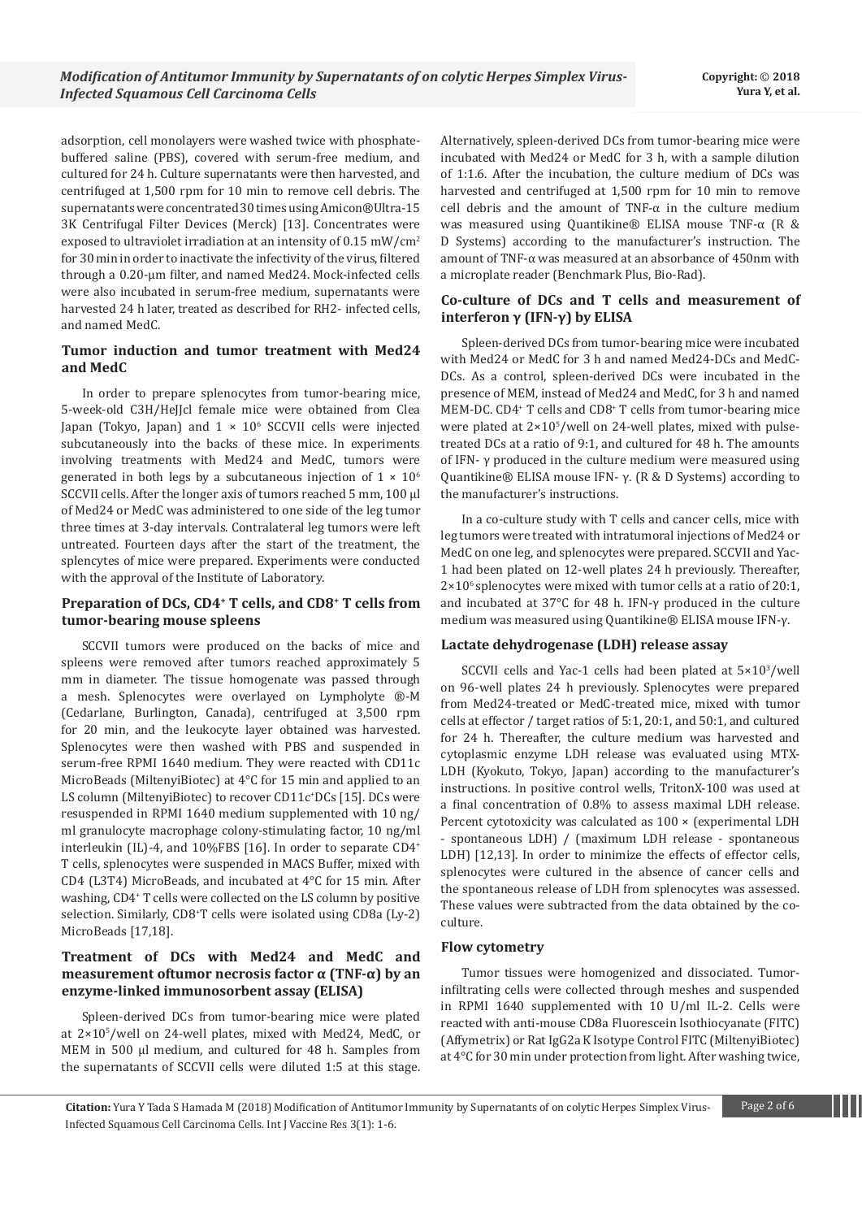adsorption, cell monolayers were washed twice with phosphate-buffered saline (PBS), covered with serum-free medium, and cultured for 24 h. Culture supernatants were then harvested, and centrifuged at 1,500 rpm for 10 min to remove cell debris. The supernatants were concentrated 30 times using Amicon®Ultra-15 3K Centrifugal Filter Devices (Merck) [13]. Concentrates were exposed to ultraviolet irradiation at an intensity of 0.15 mW/cm$^2$ for 30 min in order to inactivate the infectivity of the virus, filtered through a 0.20-µm filter, and named Med24. Mock-infected cells were also incubated in serum-free medium, supernatants were harvested 24 h later, treated as described for RH2- infected cells, and named MedC.

### Tumor induction and tumor treatment with Med24 and MedC

In order to prepare splenocytes from tumor-bearing mice, 5-week-old C3H/HeJJcl female mice were obtained from Clea Japan (Tokyo, Japan) and $1 \times 10^6$ SCCVII cells were injected subcutaneously into the backs of these mice. In experiments involving treatments with Med24 and MedC, tumors were generated in both legs by a subcutaneous injection of $1 \times 10^6$ SCCVII cells. After the longer axis of tumors reached 5 mm, 100 µl of Med24 or MedC was administered to one side of the leg tumor three times at 3-day intervals. Contralateral leg tumors were left untreated. Fourteen days after the start of the treatment, the splenocytes of mice were prepared. Experiments were conducted with the approval of the Institute of Laboratory.

### Preparation of DCs, CD4$^+$ T cells, and CD8$^+$ T cells from tumor-bearing mouse spleens

SCCVII tumors were produced on the backs of mice and spleens were removed after tumors reached approximately 5 mm in diameter. The tissue homogenate was passed through a mesh. Splenocytes were overlayed on Lympholyte ®-M (Cedarlane, Burlington, Canada), centrifuged at 3,500 rpm for 20 min, and the leukocyte layer obtained was harvested. Splenocytes were then washed with PBS and suspended in serum-free RPMI 1640 medium. They were reacted with CD11c MicroBeads (MiltenyiBiotec) at 4°C for 15 min and applied to an LS column (MiltenyiBiotec) to recover CD11c$^+$DCs [15]. DCs were resuspended in RPMI 1640 medium supplemented with 10 ng/ml granulocyte macrophage colony-stimulating factor, 10 ng/ml interleukin (IL)-4, and 10%FBS [16]. In order to separate CD4$^+$ T cells, splenocytes were suspended in MACS Buffer, mixed with CD4 (L3T4) MicroBeads, and incubated at 4°C for 15 min. After washing, CD4$^+$ T cells were collected on the LS column by positive selection. Similarly, CD8$^+$T cells were isolated using CD8a (Ly-2) MicroBeads [17,18].

### Treatment of DCs with Med24 and MedC and measurement oftumor necrosis factor α (TNF-α) by an enzyme-linked immunosorbent assay (ELISA)

Spleen-derived DCs from tumor-bearing mice were plated at $2\times10^5$/well on 24-well plates, mixed with Med24, MedC, or MEM in 500 µl medium, and cultured for 48 h. Samples from the supernatants of SCCVII cells were diluted 1:5 at this stage. Alternatively, spleen-derived DCs from tumor-bearing mice were incubated with Med24 or MedC for 3 h, with a sample dilution of 1:1.6. After the incubation, the culture medium of DCs was harvested and centrifuged at 1,500 rpm for 10 min to remove cell debris and the amount of TNF-α in the culture medium was measured using Quantikine® ELISA mouse TNF-α (R & D Systems) according to the manufacturer's instruction. The amount of TNF-α was measured at an absorbance of 450nm with a microplate reader (Benchmark Plus, Bio-Rad).

### Co-culture of DCs and T cells and measurement of interferon γ (IFN-γ) by ELISA

Spleen-derived DCs from tumor-bearing mice were incubated with Med24 or MedC for 3 h and named Med24-DCs and MedC-DCs. As a control, spleen-derived DCs were incubated in the presence of MEM, instead of Med24 and MedC, for 3 h and named MEM-DC. CD4$^+$ T cells and CD8$^+$ T cells from tumor-bearing mice were plated at $2\times10^5$/well on 24-well plates, mixed with pulse-treated DCs at a ratio of 9:1, and cultured for 48 h. The amounts of IFN- γ produced in the culture medium were measured using Quantikine® ELISA mouse IFN- γ. (R & D Systems) according to the manufacturer's instructions.

In a co-culture study with T cells and cancer cells, mice with leg tumors were treated with intratumoral injections of Med24 or MedC on one leg, and splenocytes were prepared. SCCVII and Yac-1 had been plated on 12-well plates 24 h previously. Thereafter, $2\times10^6$ splenocytes were mixed with tumor cells at a ratio of 20:1, and incubated at 37°C for 48 h. IFN-γ produced in the culture medium was measured using Quantikine® ELISA mouse IFN-γ.

### Lactate dehydrogenase (LDH) release assay

SCCVII cells and Yac-1 cells had been plated at $5\times10^3$/well on 96-well plates 24 h previously. Splenocytes were prepared from Med24-treated or MedC-treated mice, mixed with tumor cells at effector / target ratios of 5:1, 20:1, and 50:1, and cultured for 24 h. Thereafter, the culture medium was harvested and cytoplasmic enzyme LDH release was evaluated using MTX-LDH (Kyokuto, Tokyo, Japan) according to the manufacturer's instructions. In positive control wells, TritonX-100 was used at a final concentration of 0.8% to assess maximal LDH release. Percent cytotoxicity was calculated as 100 × (experimental LDH - spontaneous LDH) / (maximum LDH release - spontaneous LDH) [12,13]. In order to minimize the effects of effector cells, splenocytes were cultured in the absence of cancer cells and the spontaneous release of LDH from splenocytes was assessed. These values were subtracted from the data obtained by the co-culture.

### Flow cytometry

Tumor tissues were homogenized and dissociated. Tumor-infiltrating cells were collected through meshes and suspended in RPMI 1640 supplemented with 10 U/ml IL-2. Cells were reacted with anti-mouse CD8a Fluorescein Isothiocyanate (FITC) (Affymetrix) or Rat IgG2a K Isotype Control FITC (MiltenyiBiotec) at 4°C for 30 min under protection from light. After washing twice,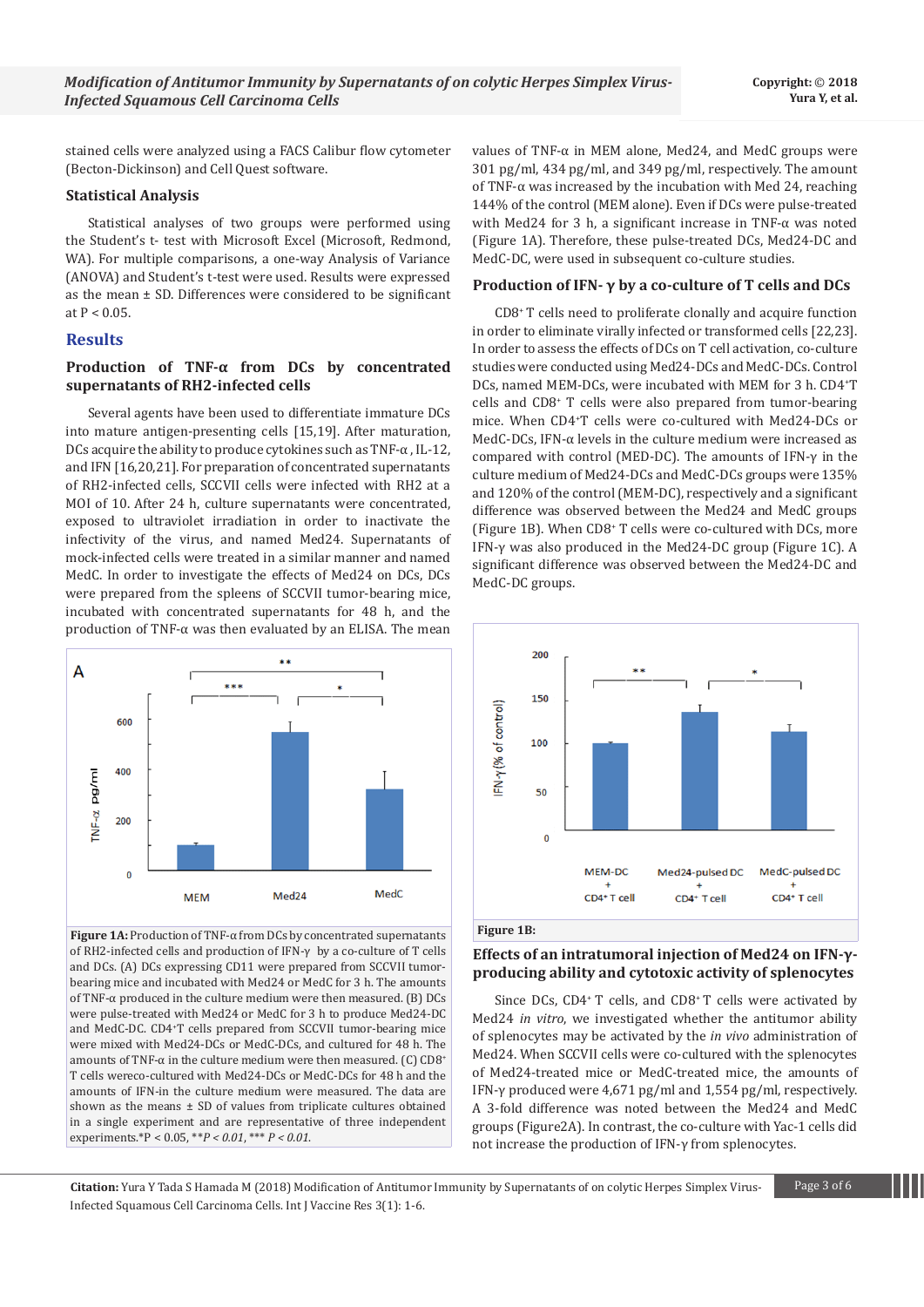stained cells were analyzed using a FACS Calibur flow cytometer (Becton-Dickinson) and Cell Quest software.

### Statistical Analysis

Statistical analyses of two groups were performed using the Student's t- test with Microsoft Excel (Microsoft, Redmond, WA). For multiple comparisons, a one-way Analysis of Variance (ANOVA) and Student's t-test were used. Results were expressed as the mean ± SD. Differences were considered to be significant at $P < 0.05$.

## Results

### Production of TNF-α from DCs by concentrated supernatants of RH2-infected cells

Several agents have been used to differentiate immature DCs into mature antigen-presenting cells [15,19]. After maturation, DCs acquire the ability to produce cytokines such as TNF-α, IL-12, and IFN [16,20,21]. For preparation of concentrated supernatants of RH2-infected cells, SCCVII cells were infected with RH2 at a MOI of 10. After 24 h, culture supernatants were concentrated, exposed to ultraviolet irradiation in order to inactivate the infectivity of the virus, and named Med24. Supernatants of mock-infected cells were treated in a similar manner and named MedC. In order to investigate the effects of Med24 on DCs, DCs were prepared from the spleens of SCCVII tumor-bearing mice, incubated with concentrated supernatants for 48 h, and the production of TNF-α was then evaluated by an ELISA. The mean values of TNF-α in MEM alone, Med24, and MedC groups were 301 pg/ml, 434 pg/ml, and 349 pg/ml, respectively. The amount of TNF-α was increased by the incubation with Med 24, reaching 144% of the control (MEM alone). Even if DCs were pulse-treated with Med24 for 3 h, a significant increase in TNF-α was noted (Figure 1A). Therefore, these pulse-treated DCs, Med24-DC and MedC-DC, were used in subsequent co-culture studies.

**Figure 1A:** Production of TNF-α from DCs by concentrated supernatants of RH2-infected cells and production of IFN-γ by a co-culture of T cells and DCs. (A) DCs expressing CD11 were prepared from SCCVII tumor-bearing mice and incubated with Med24 or MedC for 3 h. The amounts of TNF-α produced in the culture medium were then measured. (B) DCs were pulse-treated with Med24 or MedC for 3 h to produce Med24-DC and MedC-DC. CD4+T cells prepared from SCCVII tumor-bearing mice were mixed with Med24-DCs or MedC-DCs, and cultured for 48 h. The amounts of TNF-α in the culture medium were then measured. (C) CD8+ T cells wereco-cultured with Med24-DCs or MedC-DCs for 48 h and the amounts of IFN-in the culture medium were measured. The data are shown as the means ± SD of values from triplicate cultures obtained in a single experiment and are representative of three independent experiments.*P < 0.05, \*\*$P < 0.01$, \*\*\* $P < 0.01$.

### Production of IFN- γ by a co-culture of T cells and DCs

CD8+ T cells need to proliferate clonally and acquire function in order to eliminate virally infected or transformed cells [22,23]. In order to assess the effects of DCs on T cell activation, co-culture studies were conducted using Med24-DCs and MedC-DCs. Control DCs, named MEM-DCs, were incubated with MEM for 3 h. CD4+T cells and CD8+ T cells were also prepared from tumor-bearing mice. When CD4+T cells were co-cultured with Med24-DCs or MedC-DCs, IFN-α levels in the culture medium were increased as compared with control (MED-DC). The amounts of IFN-γ in the culture medium of Med24-DCs and MedC-DCs groups were 135% and 120% of the control (MEM-DC), respectively and a significant difference was observed between the Med24 and MedC groups (Figure 1B). When CD8+ T cells were co-cultured with DCs, more IFN-γ was also produced in the Med24-DC group (Figure 1C). A significant difference was observed between the Med24-DC and MedC-DC groups.

**Figure 1B:**

### Effects of an intratumoral injection of Med24 on IFN-γ-producing ability and cytotoxic activity of splenocytes

Since DCs, CD4+ T cells, and CD8+ T cells were activated by Med24 *in vitro*, we investigated whether the antitumor ability of splenocytes may be activated by the *in vivo* administration of Med24. When SCCVII cells were co-cultured with the splenocytes of Med24-treated mice or MedC-treated mice, the amounts of IFN-γ produced were 4,671 pg/ml and 1,554 pg/ml, respectively. A 3-fold difference was noted between the Med24 and MedC groups (Figure2A). In contrast, the co-culture with Yac-1 cells did not increase the production of IFN-γ from splenocytes.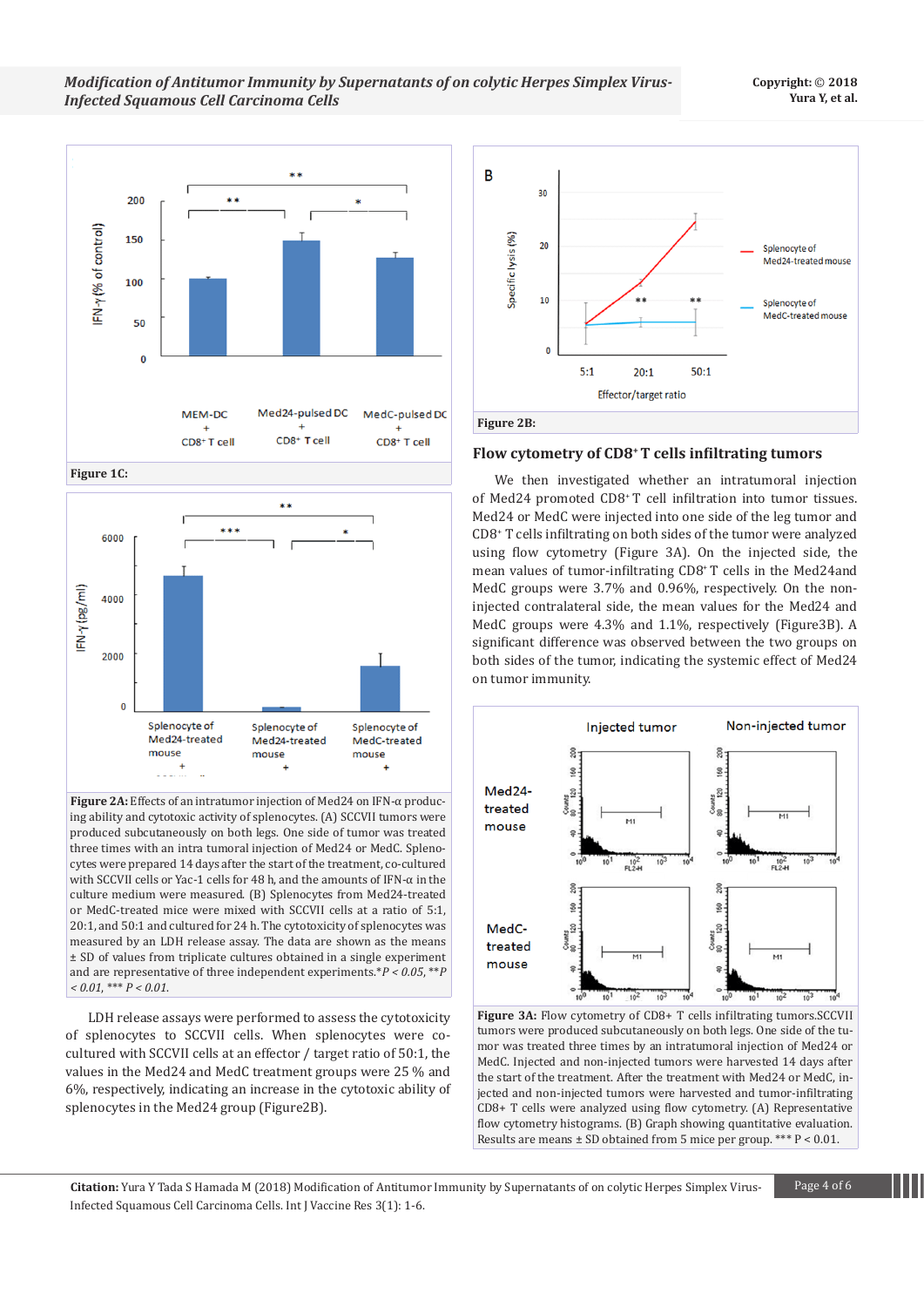Figure 1C:

Figure 2A: Effects of an intratumor injection of Med24 on IFN-α producing ability and cytotoxic activity of splenocytes. (A) SCCVII tumors were produced subcutaneously on both legs. One side of tumor was treated three times with an intra tumoral injection of Med24 or MedC. Splenocytes were prepared 14 days after the start of the treatment, co-cultured with SCCVII cells or Yac-1 cells for 48 h, and the amounts of IFN-α in the culture medium were measured. (B) Splenocytes from Med24-treated or MedC-treated mice were mixed with SCCVII cells at a ratio of 5:1, 20:1, and 50:1 and cultured for 24 h. The cytotoxicity of splenocytes was measured by an LDH release assay. The data are shown as the means ± SD of values from triplicate cultures obtained in a single experiment and are representative of three independent experiments.**P < 0.05*, **P < 0.01*, *** *P < 0.01*.

LDH release assays were performed to assess the cytotoxicity of splenocytes to SCCVII cells. When splenocytes were co-cultured with SCCVII cells at an effector / target ratio of 50:1, the values in the Med24 and MedC treatment groups were 25 % and 6%, respectively, indicating an increase in the cytotoxic ability of splenocytes in the Med24 group (Figure2B).

Figure 2B:

## Flow cytometry of CD8+ T cells infiltrating tumors

We then investigated whether an intratumoral injection of Med24 promoted CD8+ T cell infiltration into tumor tissues. Med24 or MedC were injected into one side of the leg tumor and CD8+ T cells infiltrating on both sides of the tumor were analyzed using flow cytometry (Figure 3A). On the injected side, the mean values of tumor-infiltrating CD8+ T cells in the Med24and MedC groups were 3.7% and 0.96%, respectively. On the non-injected contralateral side, the mean values for the Med24 and MedC groups were 4.3% and 1.1%, respectively (Figure3B). A significant difference was observed between the two groups on both sides of the tumor, indicating the systemic effect of Med24 on tumor immunity.

Figure 3A: Flow cytometry of CD8+ T cells infiltrating tumors.SCCVII tumors were produced subcutaneously on both legs. One side of the tumor was treated three times by an intratumoral injection of Med24 or MedC. Injected and non-injected tumors were harvested 14 days after the start of the treatment. After the treatment with Med24 or MedC, injected and non-injected tumors were harvested and tumor-infiltrating CD8+ T cells were analyzed using flow cytometry. (A) Representative flow cytometry histograms. (B) Graph showing quantitative evaluation. Results are means ± SD obtained from 5 mice per group. *** P < 0.01.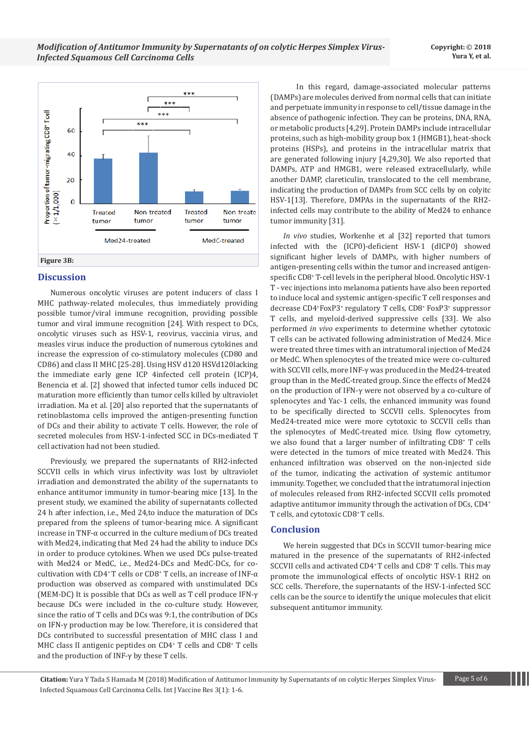Figure 3B:

## Discussion

Numerous oncolytic viruses are potent inducers of class I MHC pathway-related molecules, thus immediately providing possible tumor/viral immune recognition, providing possible tumor and viral immune recognition [24]. With respect to DCs, oncolytic viruses such as HSV-1, reovirus, vaccinia virus, and measles virus induce the production of numerous cytokines and increase the expression of co-stimulatory molecules (CD80 and CD86) and class II MHC [25-28]. Using HSV d120 HSVd120lacking the immediate early gene ICP 4infected cell protein (ICP)4, Benencia et al. [2] showed that infected tumor cells induced DC maturation more efficiently than tumor cells killed by ultraviolet irradiation. Ma et al. [20] also reported that the supernatants of retinoblastoma cells improved the antigen-presenting function of DCs and their ability to activate T cells. However, the role of secreted molecules from HSV-1-infected SCC in DCs-mediated T cell activation had not been studied.

Previously, we prepared the supernatants of RH2-infected SCCVII cells in which virus infectivity was lost by ultraviolet irradiation and demonstrated the ability of the supernatants to enhance antitumor immunity in tumor-bearing mice [13]. In the present study, we examined the ability of supernatants collected 24 h after infection, i.e., Med 24,to induce the maturation of DCs prepared from the spleens of tumor-bearing mice. A significant increase in TNF-α occurred in the culture medium of DCs treated with Med24, indicating that Med 24 had the ability to induce DCs in order to produce cytokines. When we used DCs pulse-treated with Med24 or MedC, i.e., Med24-DCs and MedC-DCs, for co-cultivation with CD4$^+$T cells or CD8$^+$ T cells, an increase of INF-α production was observed as compared with unstimulated DCs (MEM-DC) It is possible that DCs as well as T cell produce IFN-γ because DCs were included in the co-culture study. However, since the ratio of T cells and DCs was 9:1, the contribution of DCs on IFN-γ production may be low. Therefore, it is considered that DCs contributed to successful presentation of MHC class I and MHC class II antigenic peptides on CD4$^+$ T cells and CD8$^+$ T cells and the production of INF-γ by these T cells.

In this regard, damage-associated molecular patterns (DAMPs) are molecules derived from normal cells that can initiate and perpetuate immunity in response to cell/tissue damage in the absence of pathogenic infection. They can be proteins, DNA, RNA, or metabolic products [4,29]. Protein DAMPs include intracellular proteins, such as high-mobility group box 1 (HMGB1), heat-shock proteins (HSPs), and proteins in the intracellular matrix that are generated following injury [4,29,30]. We also reported that DAMPs, ATP and HMGB1, were released extracellularly, while another DAMP, clareticulin, translocated to the cell membrane, indicating the production of DAMPs from SCC cells by on colyitc HSV-1[13]. Therefore, DMPAs in the supernatants of the RH2-infected cells may contribute to the ability of Med24 to enhance tumor immunity [31].

*In vivo* studies, Workenhe et al [32] reported that tumors infected with the (ICP0)-deficient HSV-1 (dICP0) showed significant higher levels of DAMPs, with higher numbers of antigen-presenting cells within the tumor and increased antigen-specific CD8$^+$ T-cell levels in the peripheral blood. Oncolytic HSV-1 T - vec injections into melanoma patients have also been reported to induce local and systemic antigen-specific T cell responses and decrease CD4$^+$FoxP3$^+$ regulatory T cells, CD8$^+$ FoxP3$^+$ suppressor T cells, and myeloid-derived suppressive cells [33]. We also performed *in vivo* experiments to determine whether cytotoxic T cells can be activated following administration of Med24. Mice were treated three times with an intratumoral injection of Med24 or MedC. When splenocytes of the treated mice were co-cultured with SCCVII cells, more INF-γ was produced in the Med24-treated group than in the MedC-treated group. Since the effects of Med24 on the production of IFN-γ were not observed by a co-culture of splenocytes and Yac-1 cells, the enhanced immunity was found to be specifically directed to SCCVII cells. Splenocytes from Med24-treated mice were more cytotoxic to SCCVII cells than the splenocytes of MedC-treated mice. Using flow cytometry, we also found that a larger number of infiltrating CD8$^+$ T cells were detected in the tumors of mice treated with Med24. This enhanced infiltration was observed on the non-injected side of the tumor, indicating the activation of systemic antitumor immunity. Together, we concluded that the intratumoral injection of molecules released from RH2-infected SCCVII cells promoted adaptive antitumor immunity through the activation of DCs, CD4$^+$ T cells, and cytotoxic CD8$^+$ T cells.

## Conclusion

We herein suggested that DCs in SCCVII tumor-bearing mice matured in the presence of the supernatants of RH2-infected SCCVII cells and activated CD4$^+$T cells and CD8$^+$ T cells. This may promote the immunological effects of oncolytic HSV-1 RH2 on SCC cells. Therefore, the supernatants of the HSV-1-infected SCC cells can be the source to identify the unique molecules that elicit subsequent antitumor immunity.

**Citation:** Yura Y Tada S Hamada M (2018) Modification of Antitumor Immunity by Supernatants of on colytic Herpes Simplex Virus-Infected Squamous Cell Carcinoma Cells. Int J Vaccine Res 3(1): 1-6.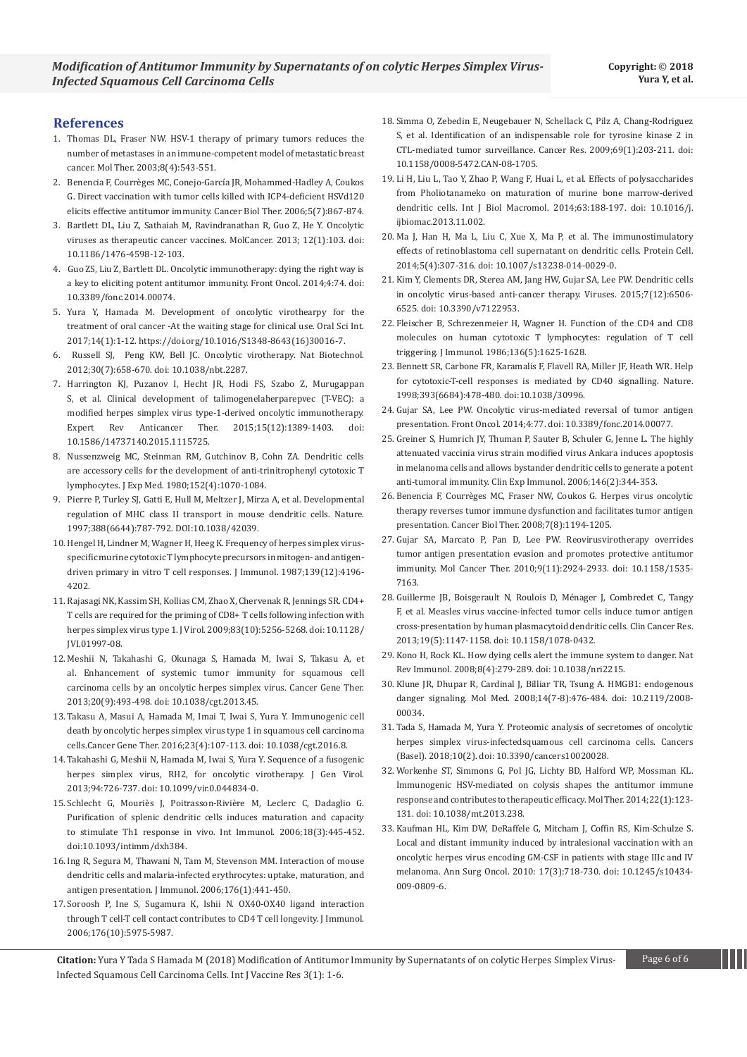## References

1. Thomas DL, Fraser NW. HSV-1 therapy of primary tumors reduces the number of metastases in an immune-competent model of metastatic breast cancer. Mol Ther. 2003;8(4):543-551.
2. Benencia F, Courrèges MC, Conejo-García JR, Mohammed-Hadley A, Coukos G. Direct vaccination with tumor cells killed with ICP4-deficient HSVd120 elicits effective antitumor immunity. Cancer Biol Ther. 2006;5(7):867-874.
3. Bartlett DL, Liu Z, Sathaiah M, Ravindranathan R, Guo Z, He Y. Oncolytic viruses as therapeutic cancer vaccines. MolCancer. 2013; 12(1):103. doi: 10.1186/1476-4598-12-103.
4. Guo ZS, Liu Z, Bartlett DL. Oncolytic immunotherapy: dying the right way is a key to eliciting potent antitumor immunity. Front Oncol. 2014;4:74. doi: 10.3389/fonc.2014.00074.
5. Yura Y, Hamada M. Development of oncolytic virothearpy for the treatment of oral cancer -At the waiting stage for clinical use. Oral Sci Int. 2017;14(1):1-12. https://doi.org/10.1016/S1348-8643(16)30016-7.
6. Russell SJ, Peng KW, Bell JC. Oncolytic virotherapy. Nat Biotechnol. 2012;30(7):658-670. doi: 10.1038/nbt.2287.
7. Harrington KJ, Puzanov I, Hecht JR, Hodi FS, Szabo Z, Murugappan S, et al. Clinical development of talimogenelaherparepvec (T-VEC): a modified herpes simplex virus type-1-derived oncolytic immunotherapy. Expert Rev Anticancer Ther. 2015;15(12):1389-1403. doi: 10.1586/14737140.2015.1115725.
8. Nussenzweig MC, Steinman RM, Gutchinov B, Cohn ZA. Dendritic cells are accessory cells for the development of anti-trinitrophenyl cytotoxic T lymphocytes. J Exp Med. 1980;152(4):1070-1084.
9. Pierre P, Turley SJ, Gatti E, Hull M, Meltzer J, Mirza A, et al. Developmental regulation of MHC class II transport in mouse dendritic cells. Nature. 1997;388(6644):787-792. DOI:10.1038/42039.
10. Hengel H, Lindner M, Wagner H, Heeg K. Frequency of herpes simplex virus-specific murine cytotoxic T lymphocyte precursors in mitogen- and antigen-driven primary in vitro T cell responses. J Immunol. 1987;139(12):4196-4202.
11. Rajasagi NK, Kassim SH, Kollias CM, Zhao X, Chervenak R, Jennings SR. CD4+ T cells are required for the priming of CD8+ T cells following infection with herpes simplex virus type 1. J Virol. 2009;83(10):5256-5268. doi: 10.1128/JVI.01997-08.
12. Meshii N, Takahashi G, Okunaga S, Hamada M, Iwai S, Takasu A, et al. Enhancement of systemic tumor immunity for squamous cell carcinoma cells by an oncolytic herpes simplex virus. Cancer Gene Ther. 2013;20(9):493-498. doi: 10.1038/cgt.2013.45.
13. Takasu A, Masui A, Hamada M, Imai T, Iwai S, Yura Y. Immunogenic cell death by oncolytic herpes simplex virus type 1 in squamous cell carcinoma cells.Cancer Gene Ther. 2016;23(4):107-113. doi: 10.1038/cgt.2016.8.
14. Takahashi G, Meshii N, Hamada M, Iwai S, Yura Y. Sequence of a fusogenic herpes simplex virus, RH2, for oncolytic virotherapy. J Gen Virol. 2013;94:726-737. doi: 10.1099/vir.0.044834-0.
15. Schlecht G, Mouriès J, Poitrasson-Rivière M, Leclerc C, Dadaglio G. Purification of splenic dendritic cells induces maturation and capacity to stimulate Th1 response in vivo. Int Immunol. 2006;18(3):445-452. doi:10.1093/intimm/dxh384.
16. Ing R, Segura M, Thawani N, Tam M, Stevenson MM. Interaction of mouse dendritic cells and malaria-infected erythrocytes: uptake, maturation, and antigen presentation. J Immunol. 2006;176(1):441-450.
17. Soroosh P, Ine S, Sugamura K, Ishii N. OX40-OX40 ligand interaction through T cell-T cell contact contributes to CD4 T cell longevity. J Immunol. 2006;176(10):5975-5987.
18. Simma O, Zebedin E, Neugebauer N, Schellack C, Pilz A, Chang-Rodriguez S, et al. Identification of an indispensable role for tyrosine kinase 2 in CTL-mediated tumor surveillance. Cancer Res. 2009;69(1):203-211. doi: 10.1158/0008-5472.CAN-08-1705.
19. Li H, Liu L, Tao Y, Zhao P, Wang F, Huai L, et al. Effects of polysaccharides from Pholiotanameko on maturation of murine bone marrow-derived dendritic cells. Int J Biol Macromol. 2014;63:188-197. doi: 10.1016/j.ijbiomac.2013.11.002.
20. Ma J, Han H, Ma L, Liu C, Xue X, Ma P, et al. The immunostimulatory effects of retinoblastoma cell supernatant on dendritic cells. Protein Cell. 2014;5(4):307-316. doi: 10.1007/s13238-014-0029-0.
21. Kim Y, Clements DR, Sterea AM, Jang HW, Gujar SA, Lee PW. Dendritic cells in oncolytic virus-based anti-cancer therapy. Viruses. 2015;7(12):6506-6525. doi: 10.3390/v7122953.
22. Fleischer B, Schrezenmeier H, Wagner H. Function of the CD4 and CD8 molecules on human cytotoxic T lymphocytes: regulation of T cell triggering. J Immunol. 1986;136(5):1625-1628.
23. Bennett SR, Carbone FR, Karamalis F, Flavell RA, Miller JF, Heath WR. Help for cytotoxic-T-cell responses is mediated by CD40 signalling. Nature. 1998;393(6684):478-480. doi:10.1038/30996.
24. Gujar SA, Lee PW. Oncolytic virus-mediated reversal of tumor antigen presentation. Front Oncol. 2014;4:77. doi: 10.3389/fonc.2014.00077.
25. Greiner S, Humrich JY, Thuman P, Sauter B, Schuler G, Jenne L. The highly attenuated vaccinia virus strain modified virus Ankara induces apoptosis in melanoma cells and allows bystander dendritic cells to generate a potent anti-tumoral immunity. Clin Exp Immunol. 2006;146(2):344-353.
26. Benencia F, Courrèges MC, Fraser NW, Coukos G. Herpes virus oncolytic therapy reverses tumor immune dysfunction and facilitates tumor antigen presentation. Cancer Biol Ther. 2008;7(8):1194-1205.
27. Gujar SA, Marcato P, Pan D, Lee PW. Reovirusvirotherapy overrides tumor antigen presentation evasion and promotes protective antitumor immunity. Mol Cancer Ther. 2010;9(11):2924-2933. doi: 10.1158/1535-7163.
28. Guillerme JB, Boisgerault N, Roulois D, Ménager J, Combredet C, Tangy F, et al. Measles virus vaccine-infected tumor cells induce tumor antigen cross-presentation by human plasmacytoid dendritic cells. Clin Cancer Res. 2013;19(5):1147-1158. doi: 10.1158/1078-0432.
29. Kono H, Rock KL. How dying cells alert the immune system to danger. Nat Rev Immunol. 2008;8(4):279-289. doi: 10.1038/nri2215.
30. Klune JR, Dhupar R, Cardinal J, Billiar TR, Tsung A. HMGB1: endogenous danger signaling. Mol Med. 2008;14(7-8):476-484. doi: 10.2119/2008-00034.
31. Tada S, Hamada M, Yura Y. Proteomic analysis of secretomes of oncolytic herpes simplex virus-infectedsquamous cell carcinoma cells. Cancers (Basel). 2018;10(2). doi: 10.3390/cancers10020028.
32. Workenhe ST, Simmons G, Pol JG, Lichty BD, Halford WP, Mossman KL. Immunogenic HSV-mediated on colysis shapes the antitumor immune response and contributes to therapeutic efficacy. Mol Ther. 2014;22(1):123-131. doi: 10.1038/mt.2013.238.
33. Kaufman HL, Kim DW, DeRaffele G, Mitcham J, Coffin RS, Kim-Schulze S. Local and distant immunity induced by intralesional vaccination with an oncolytic herpes virus encoding GM-CSF in patients with stage IIIc and IV melanoma. Ann Surg Oncol. 2010: 17(3):718-730. doi: 10.1245/s10434-009-0809-6.